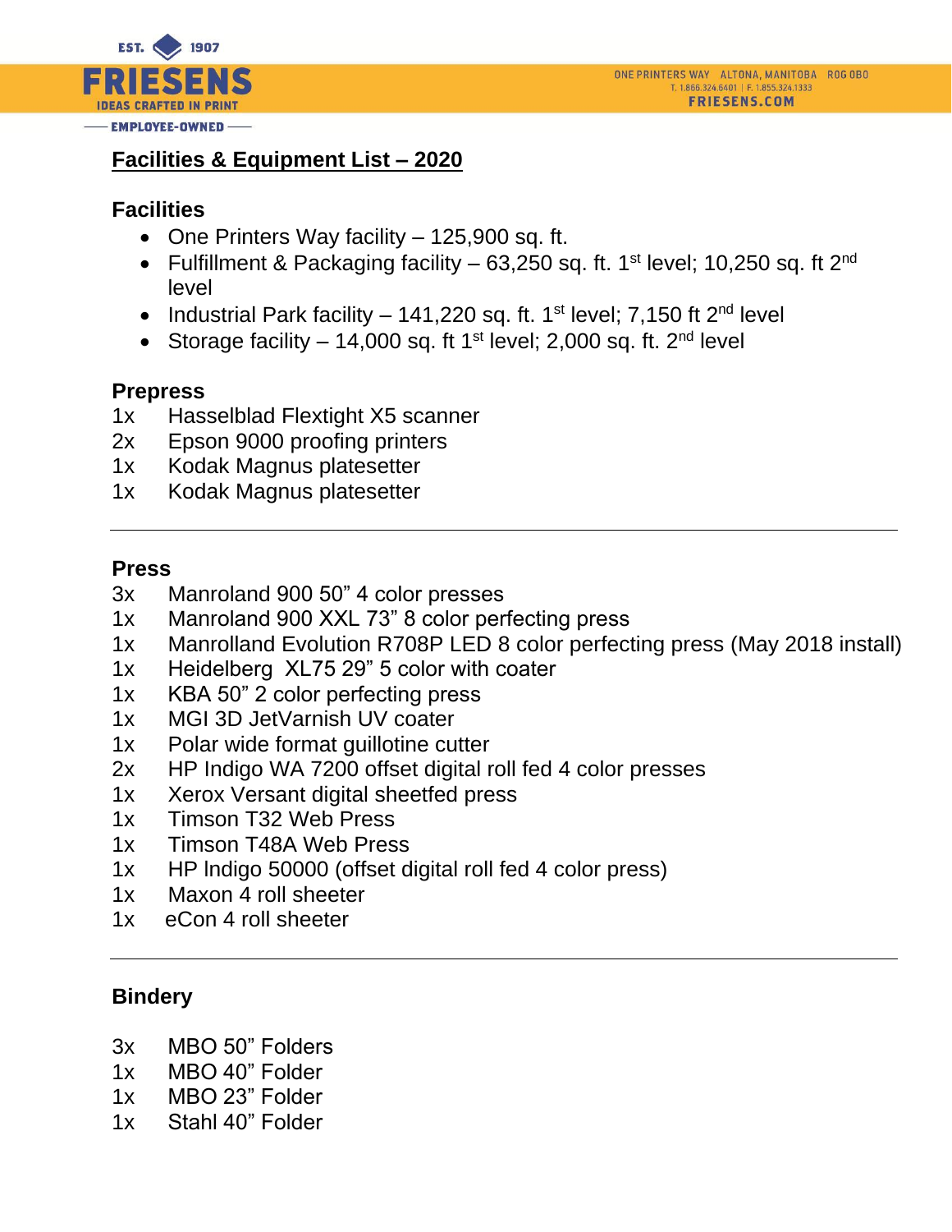# Facilities & Equipment List – 2020

## Facilities

- One Printers Way facility – 125,900 sq. ft.
- Fulfillment & Packaging facility – 63,250 sq. ft. 1st level; 10,250 sq. ft 2nd level
- Industrial Park facility – 141,220 sq. ft. 1st level; 7,150 ft 2nd level
- Storage facility – 14,000 sq. ft 1st level; 2,000 sq. ft. 2nd level

## Prepress

1x Hasselblad Flextight X5 scanner
2x Epson 9000 proofing printers
1x Kodak Magnus platesetter
1x Kodak Magnus platesetter

---

## Press

3x Manroland 900 50" 4 color presses
1x Manroland 900 XXL 73" 8 color perfecting press
1x Manrolland Evolution R708P LED 8 color perfecting press (May 2018 install)
1x Heidelberg XL75 29" 5 color with coater
1x KBA 50" 2 color perfecting press
1x MGI 3D JetVarnish UV coater
1x Polar wide format guillotine cutter
2x HP Indigo WA 7200 offset digital roll fed 4 color presses
1x Xerox Versant digital sheetfed press
1x Timson T32 Web Press
1x Timson T48A Web Press
1x HP Indigo 50000 (offset digital roll fed 4 color press)
1x Maxon 4 roll sheeter
1x eCon 4 roll sheeter

---

## Bindery

3x MBO 50" Folders
1x MBO 40" Folder
1x MBO 23" Folder
1x Stahl 40" Folder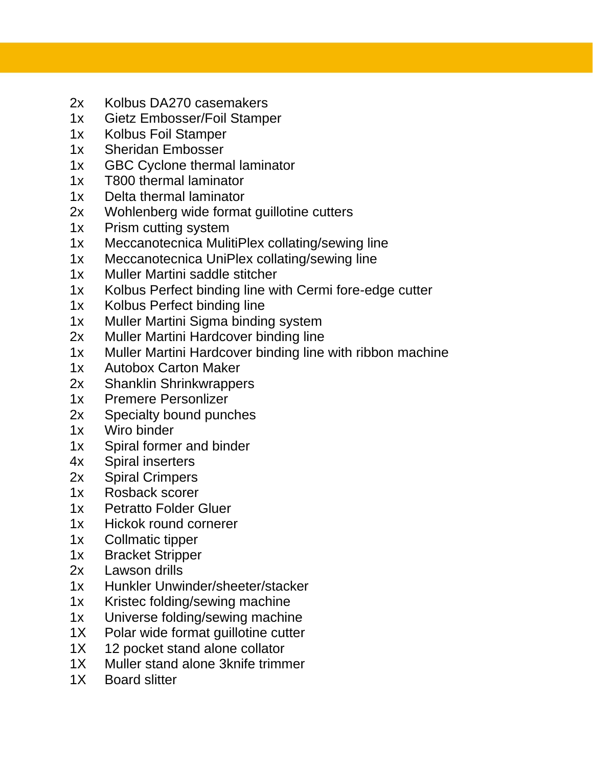2x Kolbus DA270 casemakers
1x Gietz Embosser/Foil Stamper
1x Kolbus Foil Stamper
1x Sheridan Embosser
1x GBC Cyclone thermal laminator
1x T800 thermal laminator
1x Delta thermal laminator
2x Wohlenberg wide format guillotine cutters
1x Prism cutting system
1x Meccanotecnica MulitiPlex collating/sewing line
1x Meccanotecnica UniPlex collating/sewing line
1x Muller Martini saddle stitcher
1x Kolbus Perfect binding line with Cermi fore-edge cutter
1x Kolbus Perfect binding line
1x Muller Martini Sigma binding system
2x Muller Martini Hardcover binding line
1x Muller Martini Hardcover binding line with ribbon machine
1x Autobox Carton Maker
2x Shanklin Shrinkwrappers
1x Premere Personlizer
2x Specialty bound punches
1x Wiro binder
1x Spiral former and binder
4x Spiral inserters
2x Spiral Crimpers
1x Rosback scorer
1x Petratto Folder Gluer
1x Hickok round cornerer
1x Collmatic tipper
1x Bracket Stripper
2x Lawson drills
1x Hunkler Unwinder/sheeter/stacker
1x Kristec folding/sewing machine
1x Universe folding/sewing machine
1X Polar wide format guillotine cutter
1X 12 pocket stand alone collator
1X Muller stand alone 3knife trimmer
1X Board slitter